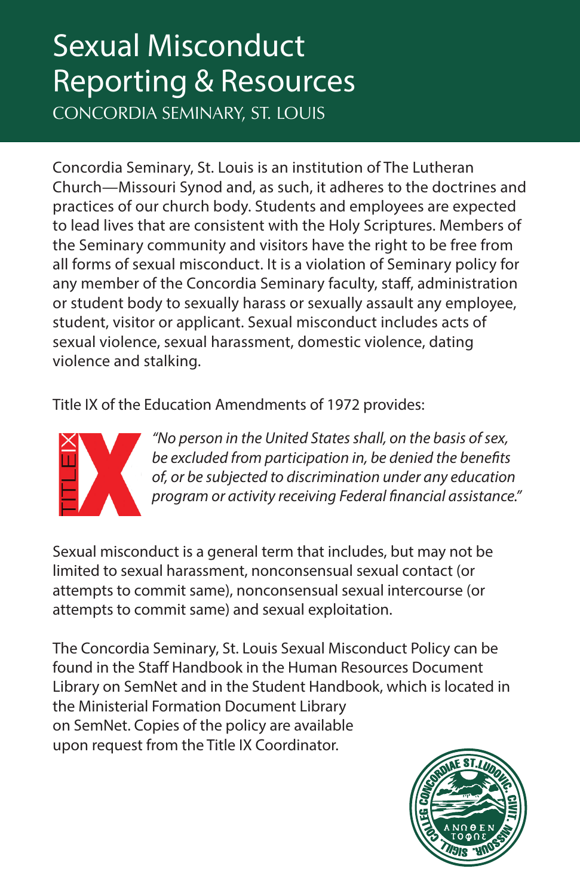# Sexual Misconduct Reporting & Resources

CONCORDIA SEMINARY, ST. LOUIS

Concordia Seminary, St. Louis is an institution of The Lutheran Church—Missouri Synod and, as such, it adheres to the doctrines and practices of our church body. Students and employees are expected to lead lives that are consistent with the Holy Scriptures. Members of the Seminary community and visitors have the right to be free from all forms of sexual misconduct. It is a violation of Seminary policy for any member of the Concordia Seminary faculty, staff, administration or student body to sexually harass or sexually assault any employee, student, visitor or applicant. Sexual misconduct includes acts of sexual violence, sexual harassment, domestic violence, dating violence and stalking.

Title IX of the Education Amendments of 1972 provides:

*"No person in the United States shall, on the basis of sex, be excluded from participation in, be denied the benefits of, or be subjected to discrimination under any education program or activity receiving Federal financial assistance."*

Sexual misconduct is a general term that includes, but may not be limited to sexual harassment, nonconsensual sexual contact (or attempts to commit same), nonconsensual sexual intercourse (or attempts to commit same) and sexual exploitation.

The Concordia Seminary, St. Louis Sexual Misconduct Policy can be found in the Staff Handbook in the Human Resources Document Library on SemNet and in the Student Handbook, which is located in the Ministerial Formation Document Library on SemNet. Copies of the policy are available upon request from the Title IX Coordinator.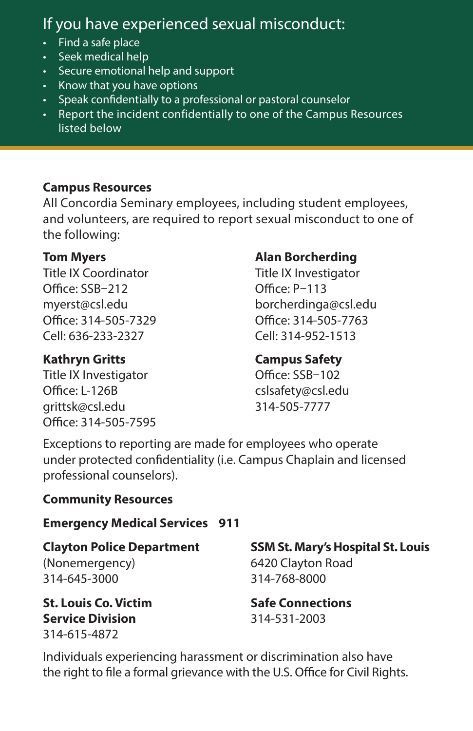## If you have experienced sexual misconduct:

- Find a safe place
- Seek medical help
- Secure emotional help and support
- Know that you have options
- Speak confidentially to a professional or pastoral counselor
- Report the incident confidentially to one of the Campus Resources listed below

**Campus Resources**

All Concordia Seminary employees, including student employees, and volunteers, are required to report sexual misconduct to one of the following:

**Tom Myers**
Title IX Coordinator
Office: SSB–212
myerst@csl.edu
Office: 314-505-7329
Cell: 636-233-2327

**Kathryn Gritts**
Title IX Investigator
Office: L-126B
grittsk@csl.edu
Office: 314-505-7595

**Alan Borcherding**
Title IX Investigator
Office: P–113
borcherdinga@csl.edu
Office: 314-505-7763
Cell: 314-952-1513

**Campus Safety**
Office: SSB–102
cslsafety@csl.edu
314-505-7777

Exceptions to reporting are made for employees who operate under protected confidentiality (i.e. Campus Chaplain and licensed professional counselors).

**Community Resources**

**Emergency Medical Services 911**

**Clayton Police Department**
(Nonemergency)
314-645-3000

**St. Louis Co. Victim Service Division**
314-615-4872

**SSM St. Mary's Hospital St. Louis**
6420 Clayton Road
314-768-8000

**Safe Connections**
314-531-2003

Individuals experiencing harassment or discrimination also have the right to file a formal grievance with the U.S. Office for Civil Rights.